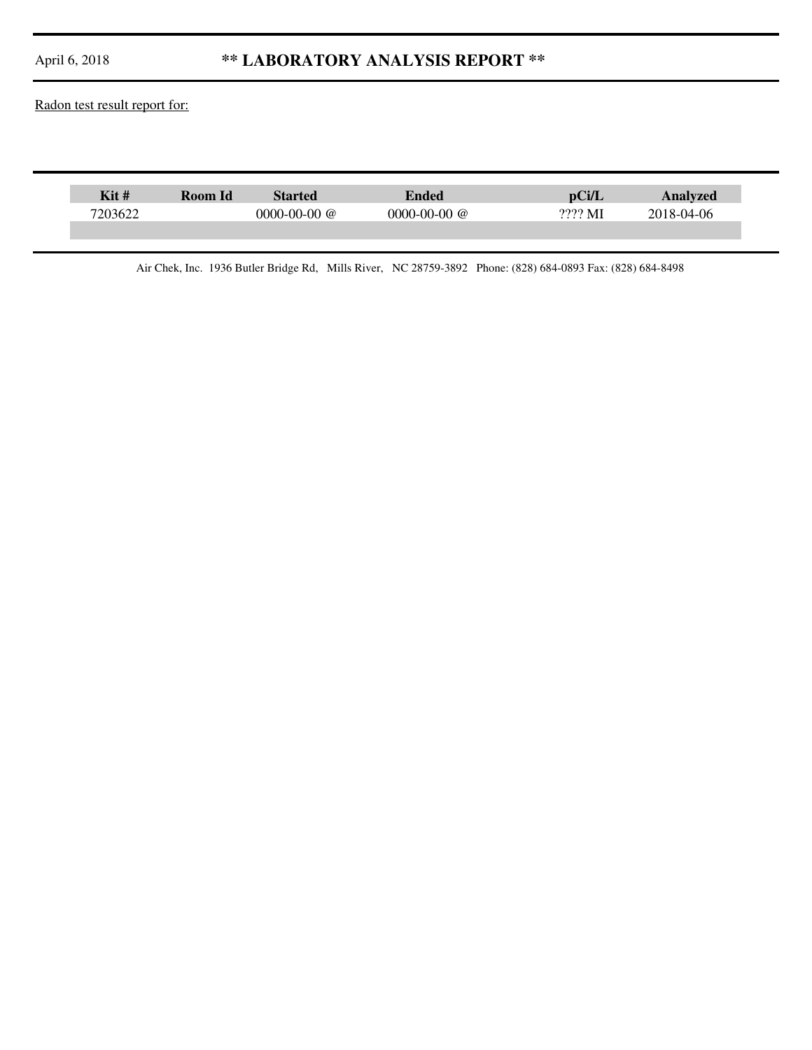April 6, 2018

# ** LABORATORY ANALYSIS REPORT **

Radon test result report for:

| Kit # | Room Id | Started | Ended | pCi/L | Analyzed |
|---|---|---|---|---|---|
| 7203622 | | 0000-00-00 @ | 0000-00-00 @ | ???? MI | 2018-04-06 |

Air Chek, Inc. 1936 Butler Bridge Rd, Mills River, NC 28759-3892 Phone: (828) 684-0893 Fax: (828) 684-8498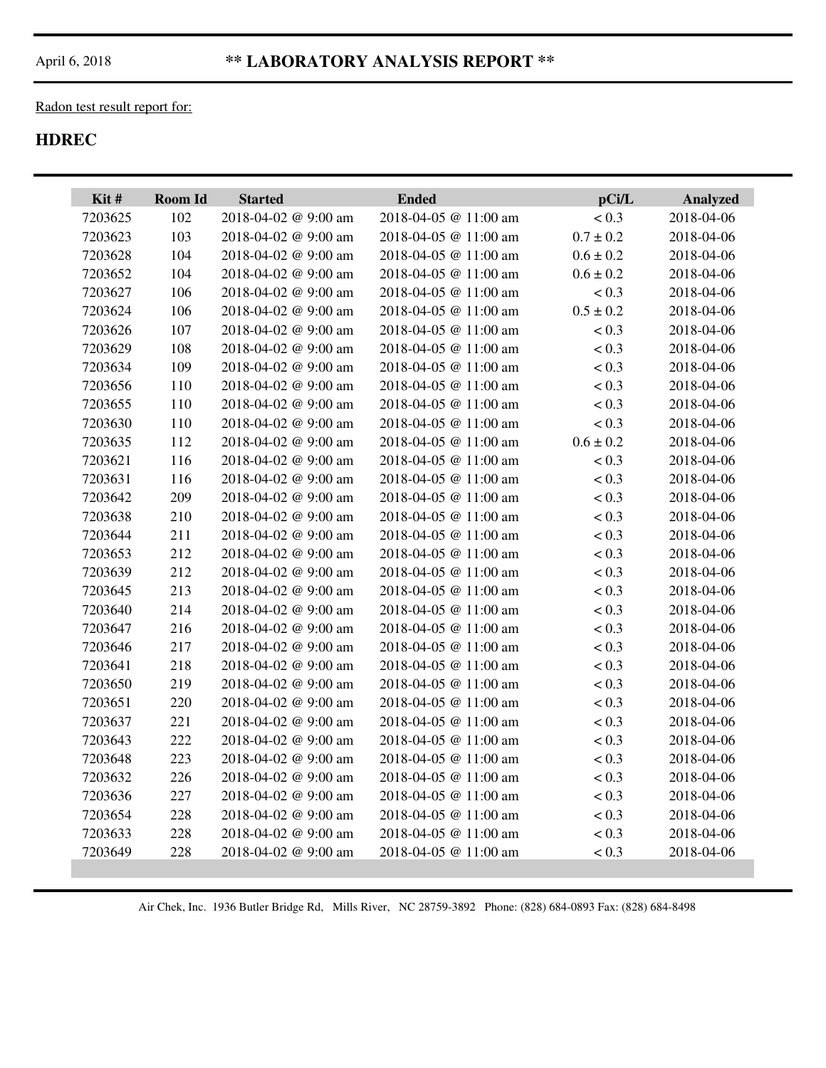April 6, 2018

# ** LABORATORY ANALYSIS REPORT **

Radon test result report for:

**HDREC**

| Kit # | Room Id | Started | Ended | pCi/L | Analyzed |
|---|---|---|---|---|---|
| 7203625 | 102 | 2018-04-02 @ 9:00 am | 2018-04-05 @ 11:00 am | < 0.3 | 2018-04-06 |
| 7203623 | 103 | 2018-04-02 @ 9:00 am | 2018-04-05 @ 11:00 am | 0.7 ± 0.2 | 2018-04-06 |
| 7203628 | 104 | 2018-04-02 @ 9:00 am | 2018-04-05 @ 11:00 am | 0.6 ± 0.2 | 2018-04-06 |
| 7203652 | 104 | 2018-04-02 @ 9:00 am | 2018-04-05 @ 11:00 am | 0.6 ± 0.2 | 2018-04-06 |
| 7203627 | 106 | 2018-04-02 @ 9:00 am | 2018-04-05 @ 11:00 am | < 0.3 | 2018-04-06 |
| 7203624 | 106 | 2018-04-02 @ 9:00 am | 2018-04-05 @ 11:00 am | 0.5 ± 0.2 | 2018-04-06 |
| 7203626 | 107 | 2018-04-02 @ 9:00 am | 2018-04-05 @ 11:00 am | < 0.3 | 2018-04-06 |
| 7203629 | 108 | 2018-04-02 @ 9:00 am | 2018-04-05 @ 11:00 am | < 0.3 | 2018-04-06 |
| 7203634 | 109 | 2018-04-02 @ 9:00 am | 2018-04-05 @ 11:00 am | < 0.3 | 2018-04-06 |
| 7203656 | 110 | 2018-04-02 @ 9:00 am | 2018-04-05 @ 11:00 am | < 0.3 | 2018-04-06 |
| 7203655 | 110 | 2018-04-02 @ 9:00 am | 2018-04-05 @ 11:00 am | < 0.3 | 2018-04-06 |
| 7203630 | 110 | 2018-04-02 @ 9:00 am | 2018-04-05 @ 11:00 am | < 0.3 | 2018-04-06 |
| 7203635 | 112 | 2018-04-02 @ 9:00 am | 2018-04-05 @ 11:00 am | 0.6 ± 0.2 | 2018-04-06 |
| 7203621 | 116 | 2018-04-02 @ 9:00 am | 2018-04-05 @ 11:00 am | < 0.3 | 2018-04-06 |
| 7203631 | 116 | 2018-04-02 @ 9:00 am | 2018-04-05 @ 11:00 am | < 0.3 | 2018-04-06 |
| 7203642 | 209 | 2018-04-02 @ 9:00 am | 2018-04-05 @ 11:00 am | < 0.3 | 2018-04-06 |
| 7203638 | 210 | 2018-04-02 @ 9:00 am | 2018-04-05 @ 11:00 am | < 0.3 | 2018-04-06 |
| 7203644 | 211 | 2018-04-02 @ 9:00 am | 2018-04-05 @ 11:00 am | < 0.3 | 2018-04-06 |
| 7203653 | 212 | 2018-04-02 @ 9:00 am | 2018-04-05 @ 11:00 am | < 0.3 | 2018-04-06 |
| 7203639 | 212 | 2018-04-02 @ 9:00 am | 2018-04-05 @ 11:00 am | < 0.3 | 2018-04-06 |
| 7203645 | 213 | 2018-04-02 @ 9:00 am | 2018-04-05 @ 11:00 am | < 0.3 | 2018-04-06 |
| 7203640 | 214 | 2018-04-02 @ 9:00 am | 2018-04-05 @ 11:00 am | < 0.3 | 2018-04-06 |
| 7203647 | 216 | 2018-04-02 @ 9:00 am | 2018-04-05 @ 11:00 am | < 0.3 | 2018-04-06 |
| 7203646 | 217 | 2018-04-02 @ 9:00 am | 2018-04-05 @ 11:00 am | < 0.3 | 2018-04-06 |
| 7203641 | 218 | 2018-04-02 @ 9:00 am | 2018-04-05 @ 11:00 am | < 0.3 | 2018-04-06 |
| 7203650 | 219 | 2018-04-02 @ 9:00 am | 2018-04-05 @ 11:00 am | < 0.3 | 2018-04-06 |
| 7203651 | 220 | 2018-04-02 @ 9:00 am | 2018-04-05 @ 11:00 am | < 0.3 | 2018-04-06 |
| 7203637 | 221 | 2018-04-02 @ 9:00 am | 2018-04-05 @ 11:00 am | < 0.3 | 2018-04-06 |
| 7203643 | 222 | 2018-04-02 @ 9:00 am | 2018-04-05 @ 11:00 am | < 0.3 | 2018-04-06 |
| 7203648 | 223 | 2018-04-02 @ 9:00 am | 2018-04-05 @ 11:00 am | < 0.3 | 2018-04-06 |
| 7203632 | 226 | 2018-04-02 @ 9:00 am | 2018-04-05 @ 11:00 am | < 0.3 | 2018-04-06 |
| 7203636 | 227 | 2018-04-02 @ 9:00 am | 2018-04-05 @ 11:00 am | < 0.3 | 2018-04-06 |
| 7203654 | 228 | 2018-04-02 @ 9:00 am | 2018-04-05 @ 11:00 am | < 0.3 | 2018-04-06 |
| 7203633 | 228 | 2018-04-02 @ 9:00 am | 2018-04-05 @ 11:00 am | < 0.3 | 2018-04-06 |
| 7203649 | 228 | 2018-04-02 @ 9:00 am | 2018-04-05 @ 11:00 am | < 0.3 | 2018-04-06 |

Air Chek, Inc. 1936 Butler Bridge Rd, Mills River, NC 28759-3892 Phone: (828) 684-0893 Fax: (828) 684-8498